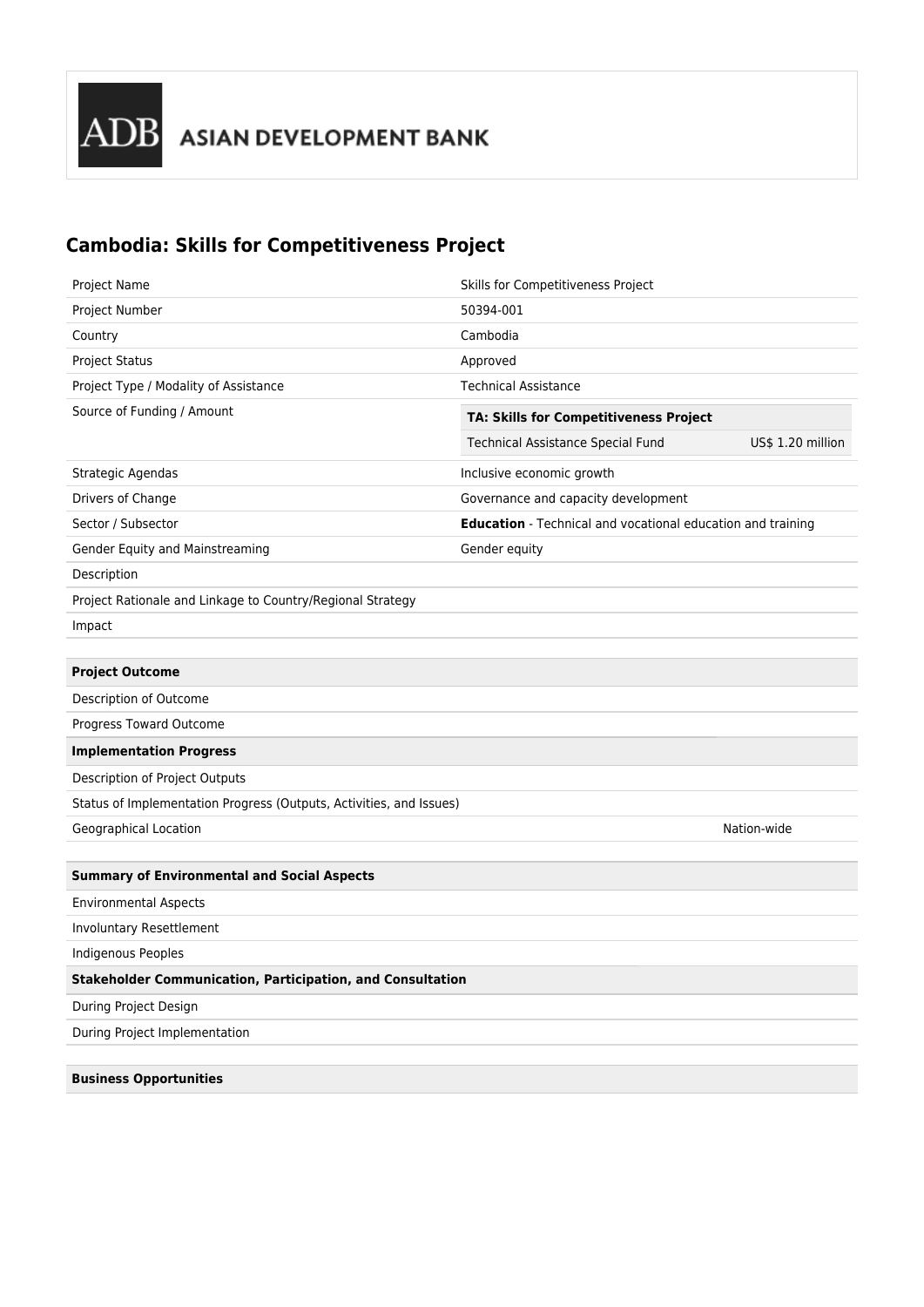ADB ASIAN DEVELOPMENT BANK

# Cambodia: Skills for Competitiveness Project

| | |
|---|---|
| Project Name | Skills for Competitiveness Project |
| Project Number | 50394-001 |
| Country | Cambodia |
| Project Status | Approved |
| Project Type / Modality of Assistance | Technical Assistance |
| Source of Funding / Amount | **TA: Skills for Competitiveness Project**<br>Technical Assistance Special Fund — US$ 1.20 million |
| Strategic Agendas | Inclusive economic growth |
| Drivers of Change | Governance and capacity development |
| Sector / Subsector | **Education** - Technical and vocational education and training |
| Gender Equity and Mainstreaming | Gender equity |
| Description | |
| Project Rationale and Linkage to Country/Regional Strategy | |
| Impact | |

| **Project Outcome** | |
|---|---|
| Description of Outcome | |
| Progress Toward Outcome | |
| **Implementation Progress** | |
| Description of Project Outputs | |
| Status of Implementation Progress (Outputs, Activities, and Issues) | |
| Geographical Location | Nation-wide |

| **Summary of Environmental and Social Aspects** |
|---|
| Environmental Aspects |
| Involuntary Resettlement |
| Indigenous Peoples |
| **Stakeholder Communication, Participation, and Consultation** |
| During Project Design |
| During Project Implementation |

| **Business Opportunities** |
|---|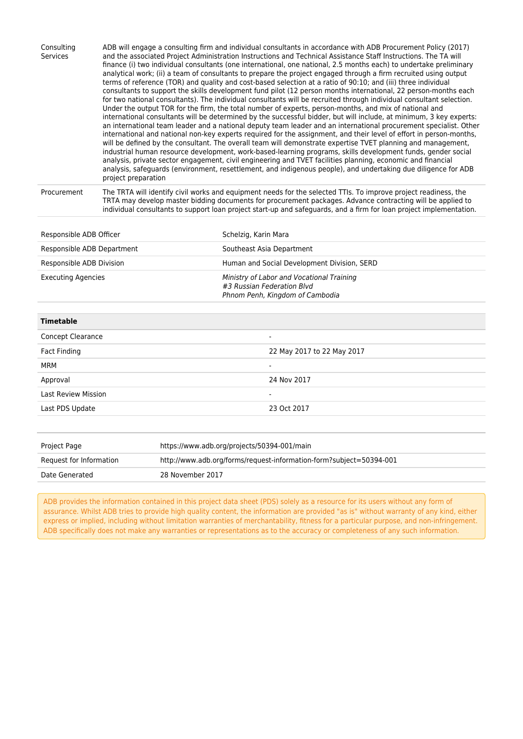| | |
|---|---|
| Consulting Services | ADB will engage a consulting firm and individual consultants in accordance with ADB Procurement Policy (2017) and the associated Project Administration Instructions and Technical Assistance Staff Instructions. The TA will finance (i) two individual consultants (one international, one national, 2.5 months each) to undertake preliminary analytical work; (ii) a team of consultants to prepare the project engaged through a firm recruited using output terms of reference (TOR) and quality and cost-based selection at a ratio of 90:10; and (iii) three individual consultants to support the skills development fund pilot (12 person months international, 22 person-months each for two national consultants). The individual consultants will be recruited through individual consultant selection. Under the output TOR for the firm, the total number of experts, person-months, and mix of national and international consultants will be determined by the successful bidder, but will include, at minimum, 3 key experts: an international team leader and a national deputy team leader and an international procurement specialist. Other international and national non-key experts required for the assignment, and their level of effort in person-months, will be defined by the consultant. The overall team will demonstrate expertise TVET planning and management, industrial human resource development, work-based-learning programs, skills development funds, gender social analysis, private sector engagement, civil engineering and TVET facilities planning, economic and financial analysis, safeguards (environment, resettlement, and indigenous people), and undertaking due diligence for ADB project preparation |
| Procurement | The TRTA will identify civil works and equipment needs for the selected TTIs. To improve project readiness, the TRTA may develop master bidding documents for procurement packages. Advance contracting will be applied to individual consultants to support loan project start-up and safeguards, and a firm for loan project implementation. |

| | |
|---|---|
| Responsible ADB Officer | Schelzig, Karin Mara |
| Responsible ADB Department | Southeast Asia Department |
| Responsible ADB Division | Human and Social Development Division, SERD |
| Executing Agencies | *Ministry of Labor and Vocational Training*<br>*#3 Russian Federation Blvd*<br>*Phnom Penh, Kingdom of Cambodia* |

| **Timetable** | |
|---|---|
| Concept Clearance | - |
| Fact Finding | 22 May 2017 to 22 May 2017 |
| MRM | - |
| Approval | 24 Nov 2017 |
| Last Review Mission | - |
| Last PDS Update | 23 Oct 2017 |

| | |
|---|---|
| Project Page | https://www.adb.org/projects/50394-001/main |
| Request for Information | http://www.adb.org/forms/request-information-form?subject=50394-001 |
| Date Generated | 28 November 2017 |

ADB provides the information contained in this project data sheet (PDS) solely as a resource for its users without any form of assurance. Whilst ADB tries to provide high quality content, the information are provided "as is" without warranty of any kind, either express or implied, including without limitation warranties of merchantability, fitness for a particular purpose, and non-infringement. ADB specifically does not make any warranties or representations as to the accuracy or completeness of any such information.